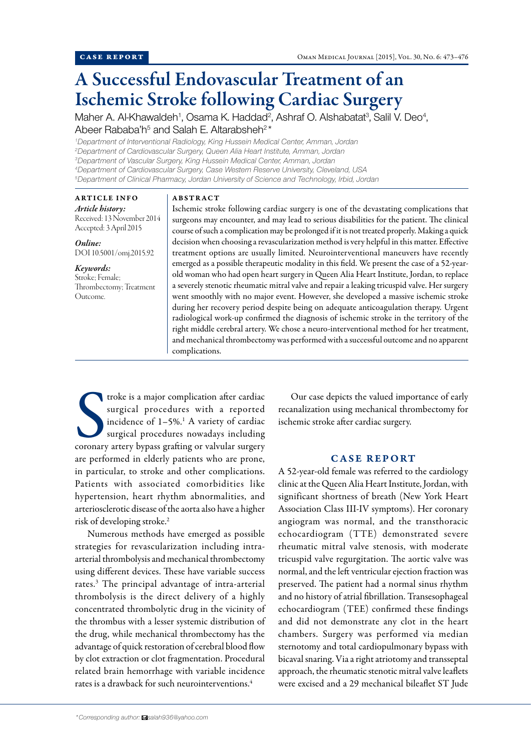CASE REPORT

# A Successful Endovascular Treatment of an Ischemic Stroke following Cardiac Surgery

Maher A. Al-Khawaldeh[1], Osama K. Haddad[2], Ashraf O. Alshabatat[3], Salil V. Deo[4], Abeer Rababa'h[5] and Salah E. Altarabsheh[2]*

[1]Department of Interventional Radiology, King Hussein Medical Center, Amman, Jordan
[2]Department of Cardiovascular Surgery, Queen Alia Heart Institute, Amman, Jordan
[3]Department of Vascular Surgery, King Hussein Medical Center, Amman, Jordan
[4]Department of Cardiovascular Surgery, Case Western Reserve University, Cleveland, USA
[5]Department of Clinical Pharmacy, Jordan University of Science and Technology, Irbid, Jordan

## ARTICLE INFO

*Article history:*
Received: 13 November 2014
Accepted: 3 April 2015

*Online:*
DOI 10.5001/omj.2015.92

*Keywords:*
Stroke; Female; Thrombectomy; Treatment Outcome.

## ABSTRACT

Ischemic stroke following cardiac surgery is one of the devastating complications that surgeons may encounter, and may lead to serious disabilities for the patient. The clinical course of such a complication may be prolonged if it is not treated properly. Making a quick decision when choosing a revascularization method is very helpful in this matter. Effective treatment options are usually limited. Neurointerventional maneuvers have recently emerged as a possible therapeutic modality in this field. We present the case of a 52-year-old woman who had open heart surgery in Queen Alia Heart Institute, Jordan, to replace a severely stenotic rheumatic mitral valve and repair a leaking tricuspid valve. Her surgery went smoothly with no major event. However, she developed a massive ischemic stroke during her recovery period despite being on adequate anticoagulation therapy. Urgent radiological work-up confirmed the diagnosis of ischemic stroke in the territory of the right middle cerebral artery. We chose a neuro-interventional method for her treatment, and mechanical thrombectomy was performed with a successful outcome and no apparent complications.

Stroke is a major complication after cardiac surgical procedures with a reported incidence of 1–5%.[1] A variety of cardiac surgical procedures nowadays including coronary artery bypass grafting or valvular surgery are performed in elderly patients who are prone, in particular, to stroke and other complications. Patients with associated comorbidities like hypertension, heart rhythm abnormalities, and arteriosclerotic disease of the aorta also have a higher risk of developing stroke.[2]

Numerous methods have emerged as possible strategies for revascularization including intra-arterial thrombolysis and mechanical thrombectomy using different devices. These have variable success rates.[3] The principal advantage of intra-arterial thrombolysis is the direct delivery of a highly concentrated thrombolytic drug in the vicinity of the thrombus with a lesser systemic distribution of the drug, while mechanical thrombectomy has the advantage of quick restoration of cerebral blood flow by clot extraction or clot fragmentation. Procedural related brain hemorrhage with variable incidence rates is a drawback for such neurointerventions.[4]

Our case depicts the valued importance of early recanalization using mechanical thrombectomy for ischemic stroke after cardiac surgery.

## CASE REPORT

A 52-year-old female was referred to the cardiology clinic at the Queen Alia Heart Institute, Jordan, with significant shortness of breath (New York Heart Association Class III-IV symptoms). Her coronary angiogram was normal, and the transthoracic echocardiogram (TTE) demonstrated severe rheumatic mitral valve stenosis, with moderate tricuspid valve regurgitation. The aortic valve was normal, and the left ventricular ejection fraction was preserved. The patient had a normal sinus rhythm and no history of atrial fibrillation. Transesophageal echocardiogram (TEE) confirmed these findings and did not demonstrate any clot in the heart chambers. Surgery was performed via median sternotomy and total cardiopulmonary bypass with bicaval snaring. Via a right atriotomy and transseptal approach, the rheumatic stenotic mitral valve leaflets were excised and a 29 mechanical bileaflet ST Jude

*Corresponding author: salah936@yahoo.com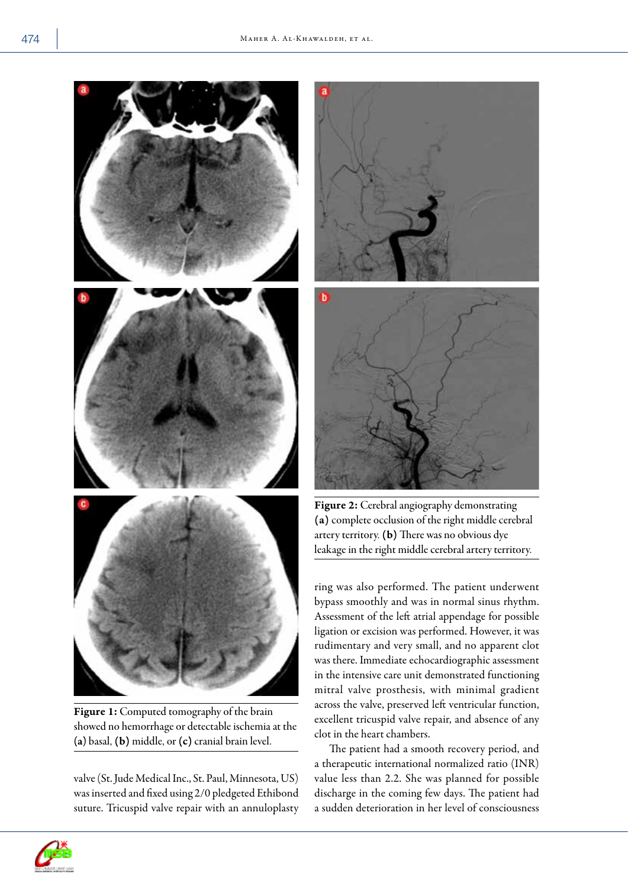Figure 1: Computed tomography of the brain showed no hemorrhage or detectable ischemia at the (a) basal, (b) middle, or (c) cranial brain level.

valve (St. Jude Medical Inc., St. Paul, Minnesota, US) was inserted and fixed using 2/0 pledgeted Ethibond suture. Tricuspid valve repair with an annuloplasty ring was also performed. The patient underwent bypass smoothly and was in normal sinus rhythm. Assessment of the left atrial appendage for possible ligation or excision was performed. However, it was rudimentary and very small, and no apparent clot was there. Immediate echocardiographic assessment in the intensive care unit demonstrated functioning mitral valve prosthesis, with minimal gradient across the valve, preserved left ventricular function, excellent tricuspid valve repair, and absence of any clot in the heart chambers.

Figure 2: Cerebral angiography demonstrating (a) complete occlusion of the right middle cerebral artery territory. (b) There was no obvious dye leakage in the right middle cerebral artery territory.

The patient had a smooth recovery period, and a therapeutic international normalized ratio (INR) value less than 2.2. She was planned for possible discharge in the coming few days. The patient had a sudden deterioration in her level of consciousness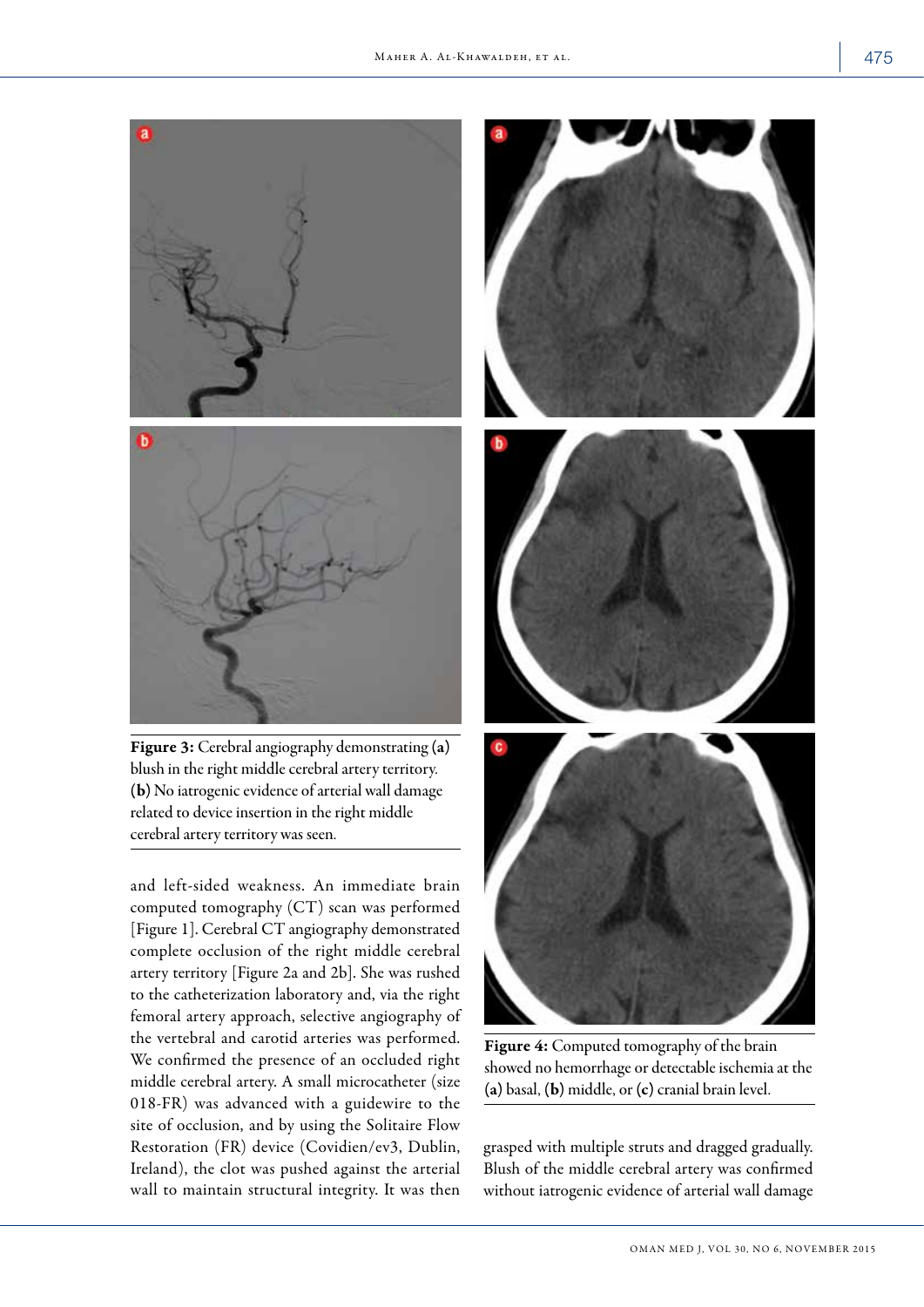**Figure 3:** Cerebral angiography demonstrating **(a)** blush in the right middle cerebral artery territory. **(b)** No iatrogenic evidence of arterial wall damage related to device insertion in the right middle cerebral artery territory was seen.

and left-sided weakness. An immediate brain computed tomography (CT) scan was performed [Figure 1]. Cerebral CT angiography demonstrated complete occlusion of the right middle cerebral artery territory [Figure 2a and 2b]. She was rushed to the catheterization laboratory and, via the right femoral artery approach, selective angiography of the vertebral and carotid arteries was performed. We confirmed the presence of an occluded right middle cerebral artery. A small microcatheter (size 018-FR) was advanced with a guidewire to the site of occlusion, and by using the Solitaire Flow Restoration (FR) device (Covidien/ev3, Dublin, Ireland), the clot was pushed against the arterial wall to maintain structural integrity. It was then grasped with multiple struts and dragged gradually. Blush of the middle cerebral artery was confirmed without iatrogenic evidence of arterial wall damage

**Figure 4:** Computed tomography of the brain showed no hemorrhage or detectable ischemia at the **(a)** basal, **(b)** middle, or **(c)** cranial brain level.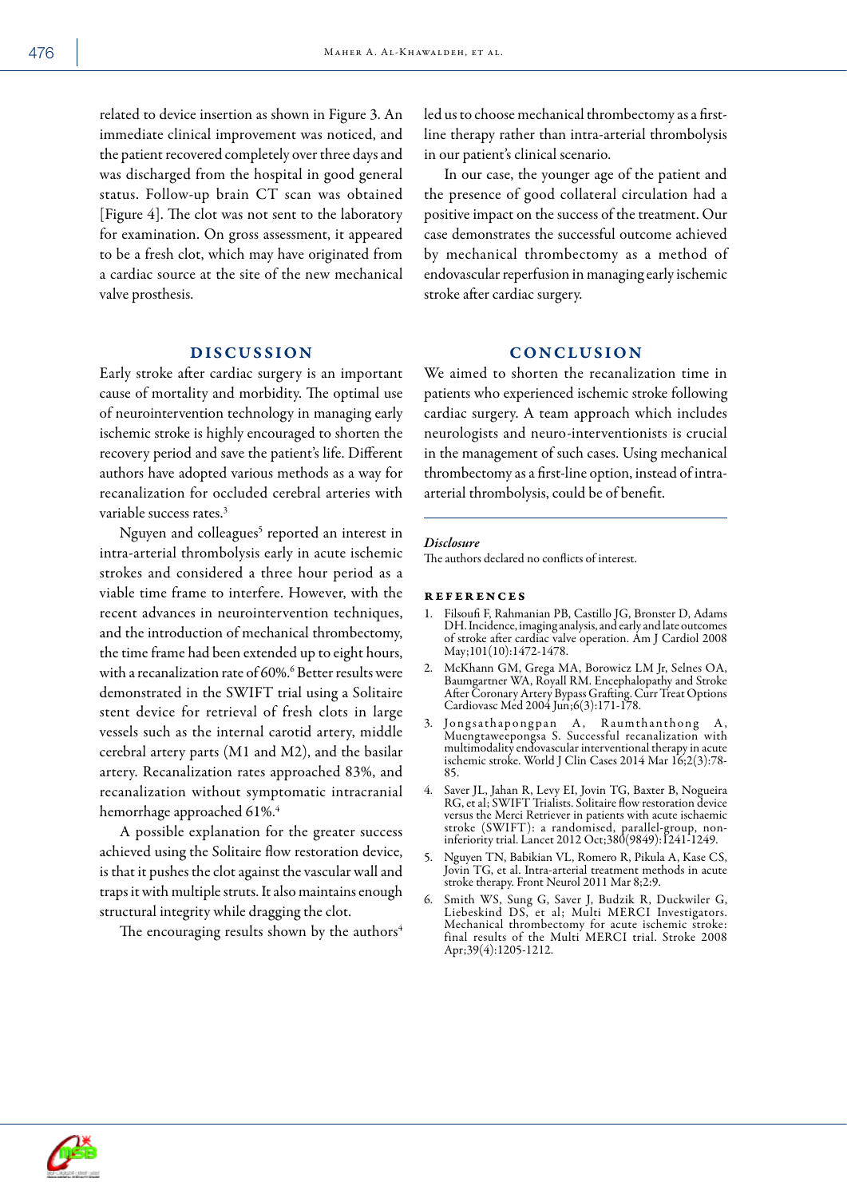related to device insertion as shown in Figure 3. An immediate clinical improvement was noticed, and the patient recovered completely over three days and was discharged from the hospital in good general status. Follow-up brain CT scan was obtained [Figure 4]. The clot was not sent to the laboratory for examination. On gross assessment, it appeared to be a fresh clot, which may have originated from a cardiac source at the site of the new mechanical valve prosthesis.

## DISCUSSION

Early stroke after cardiac surgery is an important cause of mortality and morbidity. The optimal use of neurointervention technology in managing early ischemic stroke is highly encouraged to shorten the recovery period and save the patient's life. Different authors have adopted various methods as a way for recanalization for occluded cerebral arteries with variable success rates.[3]

Nguyen and colleagues[5] reported an interest in intra-arterial thrombolysis early in acute ischemic strokes and considered a three hour period as a viable time frame to interfere. However, with the recent advances in neurointervention techniques, and the introduction of mechanical thrombectomy, the time frame had been extended up to eight hours, with a recanalization rate of 60%.[6] Better results were demonstrated in the SWIFT trial using a Solitaire stent device for retrieval of fresh clots in large vessels such as the internal carotid artery, middle cerebral artery parts (M1 and M2), and the basilar artery. Recanalization rates approached 83%, and recanalization without symptomatic intracranial hemorrhage approached 61%.[4]

A possible explanation for the greater success achieved using the Solitaire flow restoration device, is that it pushes the clot against the vascular wall and traps it with multiple struts. It also maintains enough structural integrity while dragging the clot.

The encouraging results shown by the authors[4] led us to choose mechanical thrombectomy as a first-line therapy rather than intra-arterial thrombolysis in our patient's clinical scenario.

In our case, the younger age of the patient and the presence of good collateral circulation had a positive impact on the success of the treatment. Our case demonstrates the successful outcome achieved by mechanical thrombectomy as a method of endovascular reperfusion in managing early ischemic stroke after cardiac surgery.

## CONCLUSION

We aimed to shorten the recanalization time in patients who experienced ischemic stroke following cardiac surgery. A team approach which includes neurologists and neuro-interventionists is crucial in the management of such cases. Using mechanical thrombectomy as a first-line option, instead of intra-arterial thrombolysis, could be of benefit.

### *Disclosure*

The authors declared no conflicts of interest.

### REFERENCES

1. Filsoufi F, Rahmanian PB, Castillo JG, Bronster D, Adams DH. Incidence, imaging analysis, and early and late outcomes of stroke after cardiac valve operation. Am J Cardiol 2008 May;101(10):1472-1478.
2. McKhann GM, Grega MA, Borowicz LM Jr, Selnes OA, Baumgartner WA, Royall RM. Encephalopathy and Stroke After Coronary Artery Bypass Grafting. Curr Treat Options Cardiovasc Med 2004 Jun;6(3):171-178.
3. Jongsathapongpan A, Raumthanthong A, Muengtaweepongsa S. Successful recanalization with multimodality endovascular interventional therapy in acute ischemic stroke. World J Clin Cases 2014 Mar 16;2(3):78-85.
4. Saver JL, Jahan R, Levy EI, Jovin TG, Baxter B, Nogueira RG, et al; SWIFT Trialists. Solitaire flow restoration device versus the Merci Retriever in patients with acute ischaemic stroke (SWIFT): a randomised, parallel-group, non-inferiority trial. Lancet 2012 Oct;380(9849):1241-1249.
5. Nguyen TN, Babikian VL, Romero R, Pikula A, Kase CS, Jovin TG, et al. Intra-arterial treatment methods in acute stroke therapy. Front Neurol 2011 Mar 8;2:9.
6. Smith WS, Sung G, Saver J, Budzik R, Duckwiler G, Liebeskind DS, et al; Multi MERCI Investigators. Mechanical thrombectomy for acute ischemic stroke: final results of the Multi MERCI trial. Stroke 2008 Apr;39(4):1205-1212.